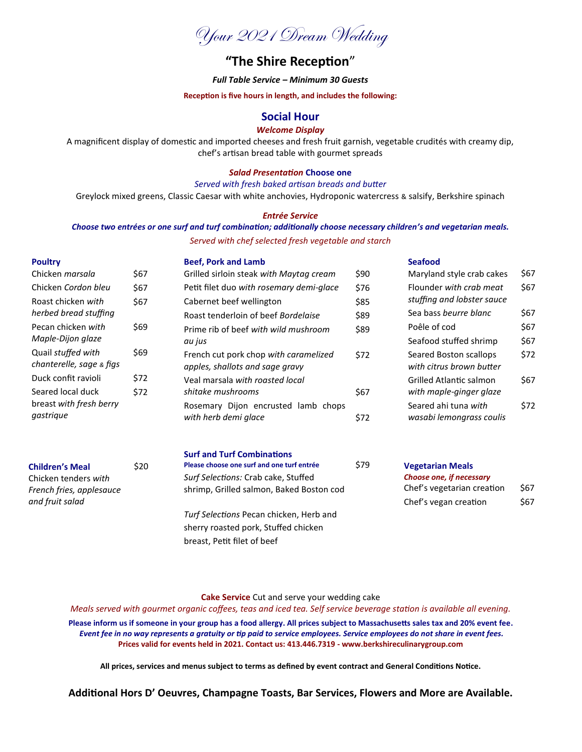# *Your 2021 Dream Wedding*

## "The Shire Reception"

***Full Table Service – Minimum 30 Guests***

**Reception is five hours in length, and includes the following:**

## Social Hour

***Welcome Display***

A magnificent display of domestic and imported cheeses and fresh fruit garnish, vegetable crudités with creamy dip, chef's artisan bread table with gourmet spreads

***Salad Presentation*** **Choose one**

*Served with fresh baked artisan breads and butter*

Greylock mixed greens, Classic Caesar with white anchovies, Hydroponic watercress & salsify, Berkshire spinach

***Entrée Service***

***Choose two entrées or one surf and turf combination; additionally choose necessary children's and vegetarian meals.***

*Served with chef selected fresh vegetable and starch*

**Poultry**

| | |
|---|---|
| Chicken *marsala* | $67 |
| Chicken *Cordon bleu* | $67 |
| Roast chicken *with herbed bread stuffing* | $67 |
| Pecan chicken *with Maple-Dijon glaze* | $69 |
| Quail *stuffed with chanterelle, sage & figs* | $69 |
| Duck confit ravioli | $72 |
| Seared local duck breast *with fresh berry gastrique* | $72 |

**Beef, Pork and Lamb**

| | |
|---|---|
| Grilled sirloin steak *with Maytag cream* | $90 |
| Petit filet duo *with rosemary demi-glace* | $76 |
| Cabernet beef wellington | $85 |
| Roast tenderloin of beef *Bordelaise* | $89 |
| Prime rib of beef *with wild mushroom au jus* | $89 |
| French cut pork chop *with caramelized apples, shallots and sage gravy* | $72 |
| Veal marsala *with roasted local shitake mushrooms* | $67 |
| Rosemary Dijon encrusted lamb chops *with herb demi glace* | $72 |

**Seafood**

| | |
|---|---|
| Maryland style crab cakes | $67 |
| Flounder *with crab meat stuffing and lobster sauce* | $67 |
| Sea bass *beurre blanc* | $67 |
| Poêle of cod | $67 |
| Seafood stuffed shrimp | $67 |
| Seared Boston scallops *with citrus brown butter* | $72 |
| Grilled Atlantic salmon *with maple-ginger glaze* | $67 |
| Seared ahi tuna *with wasabi lemongrass coulis* | $72 |

**Children's Meal** $20

Chicken tenders *with French fries, applesauce and fruit salad*

**Surf and Turf Combinations** $79

**Please choose one surf and one turf entrée**

*Surf Selections:* Crab cake, Stuffed shrimp, Grilled salmon, Baked Boston cod

*Turf Selections* Pecan chicken, Herb and sherry roasted pork, Stuffed chicken breast, Petit filet of beef

**Vegetarian Meals**

***Choose one, if necessary***

| | |
|---|---|
| Chef's vegetarian creation | $67 |
| Chef's vegan creation | $67 |

**Cake Service** Cut and serve your wedding cake

*Meals served with gourmet organic coffees, teas and iced tea. Self service beverage station is available all evening.*

**Please inform us if someone in your group has a food allergy. All prices subject to Massachusetts sales tax and 20% event fee.**
***Event fee in no way represents a gratuity or tip paid to service employees. Service employees do not share in event fees.***
**Prices valid for events held in 2021. Contact us: 413.446.7319 - www.berkshireculinarygroup.com**

**All prices, services and menus subject to terms as defined by event contract and General Conditions Notice.**

**Additional Hors D' Oeuvres, Champagne Toasts, Bar Services, Flowers and More are Available.**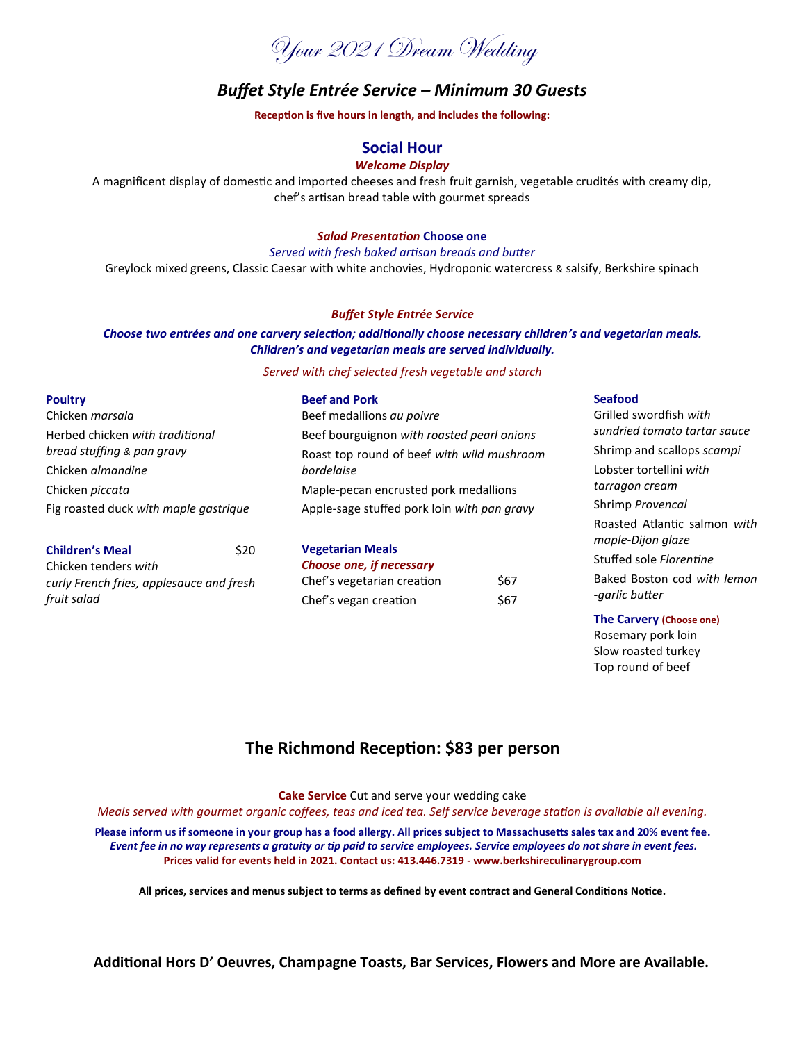# *Your 2021 Dream Wedding*

## *Buffet Style Entrée Service – Minimum 30 Guests*

**Reception is five hours in length, and includes the following:**

## Social Hour

***Welcome Display***

A magnificent display of domestic and imported cheeses and fresh fruit garnish, vegetable crudités with creamy dip, chef's artisan bread table with gourmet spreads

***Salad Presentation*** **Choose one**

*Served with fresh baked artisan breads and butter*

Greylock mixed greens, Classic Caesar with white anchovies, Hydroponic watercress & salsify, Berkshire spinach

***Buffet Style Entrée Service***

***Choose two entrées and one carvery selection; additionally choose necessary children's and vegetarian meals. Children's and vegetarian meals are served individually.***

*Served with chef selected fresh vegetable and starch*

**Poultry**

Chicken *marsala*

Herbed chicken *with traditional bread stuffing & pan gravy*

Chicken *almandine*

Chicken *piccata*

Fig roasted duck *with maple gastrique*

**Children's Meal** $20

Chicken tenders *with curly French fries, applesauce and fresh fruit salad*

**Beef and Pork**

Beef medallions *au poivre*

Beef bourguignon *with roasted pearl onions*

Roast top round of beef *with wild mushroom bordelaise*

Maple-pecan encrusted pork medallions

Apple-sage stuffed pork loin *with pan gravy*

**Vegetarian Meals**

***Choose one, if necessary***

Chef's vegetarian creation $67

Chef's vegan creation $67

**Seafood**

Grilled swordfish *with sundried tomato tartar sauce*

Shrimp and scallops *scampi*

Lobster tortellini *with tarragon cream*

Shrimp *Provencal*

Roasted Atlantic salmon *with maple-Dijon glaze*

Stuffed sole *Florentine*

Baked Boston cod *with lemon-garlic butter*

**The Carvery** **(Choose one)**

Rosemary pork loin

Slow roasted turkey

Top round of beef

## The Richmond Reception: $83 per person

**Cake Service** Cut and serve your wedding cake

*Meals served with gourmet organic coffees, teas and iced tea. Self service beverage station is available all evening.*

**Please inform us if someone in your group has a food allergy. All prices subject to Massachusetts sales tax and 20% event fee.**

***Event fee in no way represents a gratuity or tip paid to service employees. Service employees do not share in event fees.***

**Prices valid for events held in 2021. Contact us: 413.446.7319 - www.berkshireculinarygroup.com**

**All prices, services and menus subject to terms as defined by event contract and General Conditions Notice.**

**Additional Hors D' Oeuvres, Champagne Toasts, Bar Services, Flowers and More are Available.**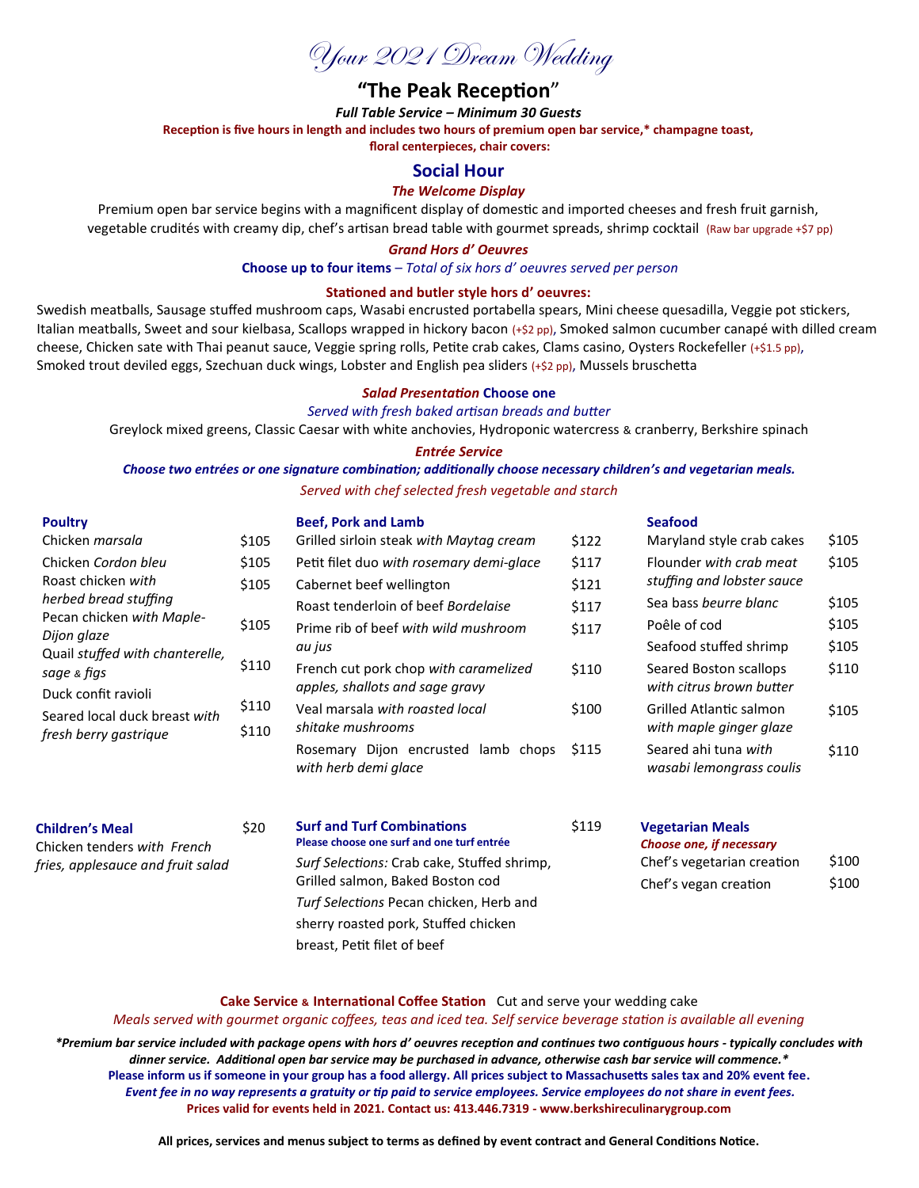# *Your 2021 Dream Wedding*

## "The Peak Reception"

***Full Table Service – Minimum 30 Guests***

**Reception is five hours in length and includes two hours of premium open bar service,* champagne toast, floral centerpieces, chair covers:**

## Social Hour

### *The Welcome Display*

Premium open bar service begins with a magnificent display of domestic and imported cheeses and fresh fruit garnish, vegetable crudités with creamy dip, chef's artisan bread table with gourmet spreads, shrimp cocktail (Raw bar upgrade +$7 pp)

### *Grand Hors d' Oeuvres*

**Choose up to four items** – *Total of six hors d' oeuvres served per person*

**Stationed and butler style hors d' oeuvres:**

Swedish meatballs, Sausage stuffed mushroom caps, Wasabi encrusted portabella spears, Mini cheese quesadilla, Veggie pot stickers, Italian meatballs, Sweet and sour kielbasa, Scallops wrapped in hickory bacon (+$2 pp), Smoked salmon cucumber canapé with dilled cream cheese, Chicken sate with Thai peanut sauce, Veggie spring rolls, Petite crab cakes, Clams casino, Oysters Rockefeller (+$1.5 pp), Smoked trout deviled eggs, Szechuan duck wings, Lobster and English pea sliders (+$2 pp), Mussels bruschetta

### *Salad Presentation* Choose one

*Served with fresh baked artisan breads and butter*

Greylock mixed greens, Classic Caesar with white anchovies, Hydroponic watercress & cranberry, Berkshire spinach

### *Entrée Service*

***Choose two entrées or one signature combination; additionally choose necessary children's and vegetarian meals.***

*Served with chef selected fresh vegetable and starch*

**Poultry**

| | |
|---|---|
| Chicken *marsala* | $105 |
| Chicken *Cordon bleu* | $105 |
| Roast chicken *with herbed bread stuffing* | $105 |
| Pecan chicken *with Maple-Dijon glaze* | $105 |
| Quail *stuffed with chanterelle, sage & figs* | $110 |
| Duck confit ravioli | $110 |
| Seared local duck breast *with fresh berry gastrique* | $110 |

**Beef, Pork and Lamb**

| | |
|---|---|
| Grilled sirloin steak *with Maytag cream* | $122 |
| Petit filet duo *with rosemary demi-glace* | $117 |
| Cabernet beef wellington | $121 |
| Roast tenderloin of beef *Bordelaise* | $117 |
| Prime rib of beef *with wild mushroom au jus* | $117 |
| French cut pork chop *with caramelized apples, shallots and sage gravy* | $110 |
| Veal marsala *with roasted local shitake mushrooms* | $100 |
| Rosemary Dijon encrusted lamb chops *with herb demi glace* | $115 |

**Seafood**

| | |
|---|---|
| Maryland style crab cakes | $105 |
| Flounder *with crab meat stuffing and lobster sauce* | $105 |
| Sea bass *beurre blanc* | $105 |
| Poêle of cod | $105 |
| Seafood stuffed shrimp | $105 |
| Seared Boston scallops *with citrus brown butter* | $110 |
| Grilled Atlantic salmon *with maple ginger glaze* | $105 |
| Seared ahi tuna *with wasabi lemongrass coulis* | $110 |

**Children's Meal** $20

Chicken tenders *with French fries, applesauce and fruit salad*

**Surf and Turf Combinations** $119

**Please choose one surf and one turf entrée**

*Surf Selections:* Crab cake, Stuffed shrimp, Grilled salmon, Baked Boston cod

*Turf Selections* Pecan chicken, Herb and sherry roasted pork, Stuffed chicken breast, Petit filet of beef

**Vegetarian Meals**

***Choose one, if necessary***

| | |
|---|---|
| Chef's vegetarian creation | $100 |
| Chef's vegan creation | $100 |

**Cake Service & International Coffee Station** Cut and serve your wedding cake

*Meals served with gourmet organic coffees, teas and iced tea. Self service beverage station is available all evening*

***Premium bar service included with package opens with hors d' oeuvres reception and continues two contiguous hours - typically concludes with dinner service. Additional open bar service may be purchased in advance, otherwise cash bar service will commence.***

**Please inform us if someone in your group has a food allergy. All prices subject to Massachusetts sales tax and 20% event fee.**

***Event fee in no way represents a gratuity or tip paid to service employees. Service employees do not share in event fees.***

**Prices valid for events held in 2021. Contact us: 413.446.7319 - www.berkshireculinarygroup.com**

**All prices, services and menus subject to terms as defined by event contract and General Conditions Notice.**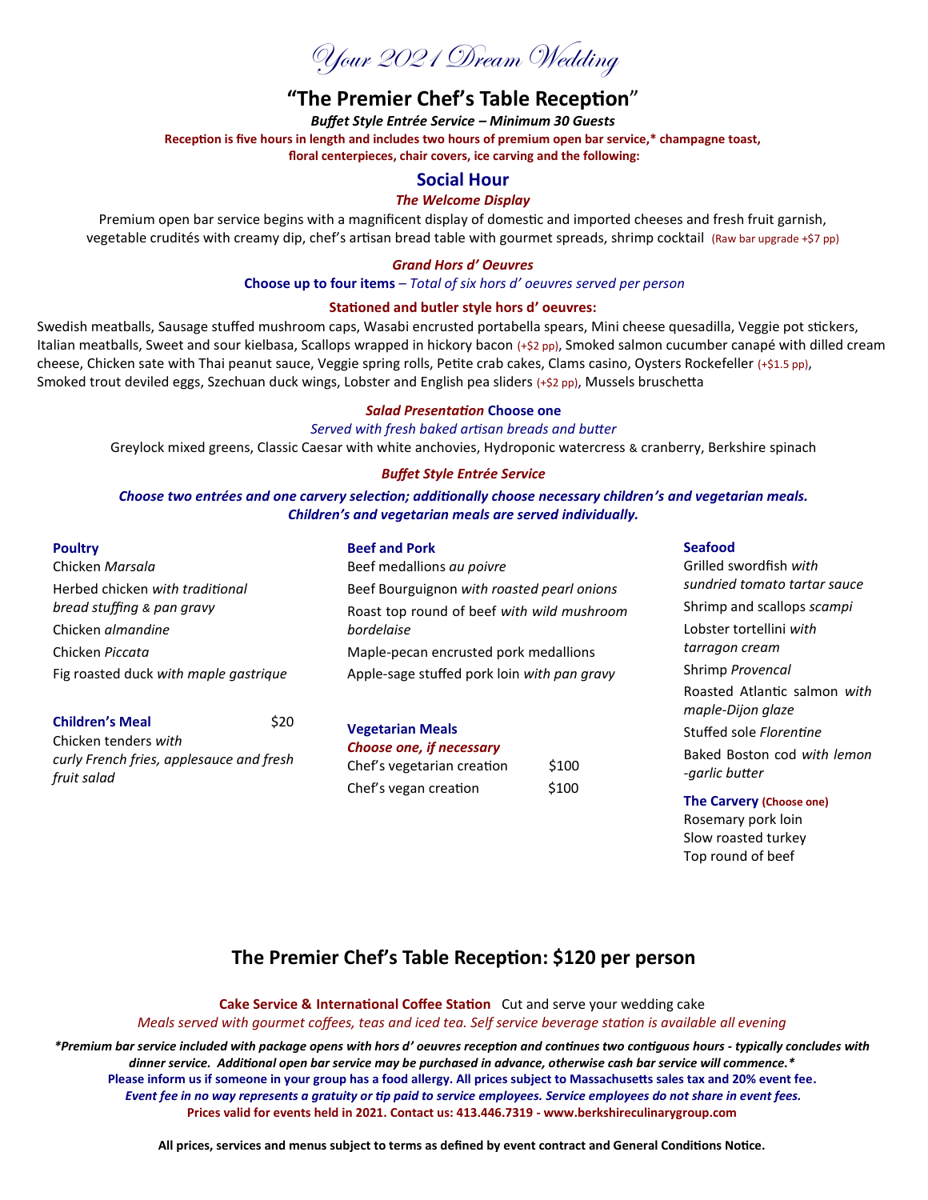# *Your 2021 Dream Wedding*

## "The Premier Chef's Table Reception"

***Buffet Style Entrée Service – Minimum 30 Guests***

**Reception is five hours in length and includes two hours of premium open bar service,\* champagne toast, floral centerpieces, chair covers, ice carving and the following:**

## Social Hour

***The Welcome Display***

Premium open bar service begins with a magnificent display of domestic and imported cheeses and fresh fruit garnish, vegetable crudités with creamy dip, chef's artisan bread table with gourmet spreads, shrimp cocktail (Raw bar upgrade +$7 pp)

***Grand Hors d' Oeuvres***

**Choose up to four items** – *Total of six hors d' oeuvres served per person*

**Stationed and butler style hors d' oeuvres:**

Swedish meatballs, Sausage stuffed mushroom caps, Wasabi encrusted portabella spears, Mini cheese quesadilla, Veggie pot stickers, Italian meatballs, Sweet and sour kielbasa, Scallops wrapped in hickory bacon (+$2 pp), Smoked salmon cucumber canapé with dilled cream cheese, Chicken sate with Thai peanut sauce, Veggie spring rolls, Petite crab cakes, Clams casino, Oysters Rockefeller (+$1.5 pp), Smoked trout deviled eggs, Szechuan duck wings, Lobster and English pea sliders (+$2 pp), Mussels bruschetta

***Salad Presentation* Choose one**

*Served with fresh baked artisan breads and butter*

Greylock mixed greens, Classic Caesar with white anchovies, Hydroponic watercress & cranberry, Berkshire spinach

***Buffet Style Entrée Service***

***Choose two entrées and one carvery selection; additionally choose necessary children's and vegetarian meals. Children's and vegetarian meals are served individually.***

**Poultry**

- Chicken *Marsala*
- Herbed chicken *with traditional bread stuffing & pan gravy*
- Chicken *almandine*
- Chicken *Piccata*
- Fig roasted duck *with maple gastrique*

**Children's Meal** $20

Chicken tenders *with curly French fries, applesauce and fresh fruit salad*

**Beef and Pork**

- Beef medallions *au poivre*
- Beef Bourguignon *with roasted pearl onions*
- Roast top round of beef *with wild mushroom bordelaise*
- Maple-pecan encrusted pork medallions
- Apple-sage stuffed pork loin *with pan gravy*

**Vegetarian Meals**

***Choose one, if necessary***

- Chef's vegetarian creation $100
- Chef's vegan creation $100

**Seafood**

- Grilled swordfish *with sundried tomato tartar sauce*
- Shrimp and scallops *scampi*
- Lobster tortellini *with tarragon cream*
- Shrimp *Provencal*
- Roasted Atlantic salmon *with maple-Dijon glaze*
- Stuffed sole *Florentine*
- Baked Boston cod *with lemon-garlic butter*

**The Carvery (Choose one)**

- Rosemary pork loin
- Slow roasted turkey
- Top round of beef

## The Premier Chef's Table Reception: $120 per person

**Cake Service & International Coffee Station** Cut and serve your wedding cake

*Meals served with gourmet coffees, teas and iced tea. Self service beverage station is available all evening*

***\*Premium bar service included with package opens with hors d' oeuvres reception and continues two contiguous hours - typically concludes with dinner service. Additional open bar service may be purchased in advance, otherwise cash bar service will commence.\****

**Please inform us if someone in your group has a food allergy. All prices subject to Massachusetts sales tax and 20% event fee.**

***Event fee in no way represents a gratuity or tip paid to service employees. Service employees do not share in event fees.***

**Prices valid for events held in 2021. Contact us: 413.446.7319 - www.berkshireculinarygroup.com**

**All prices, services and menus subject to terms as defined by event contract and General Conditions Notice.**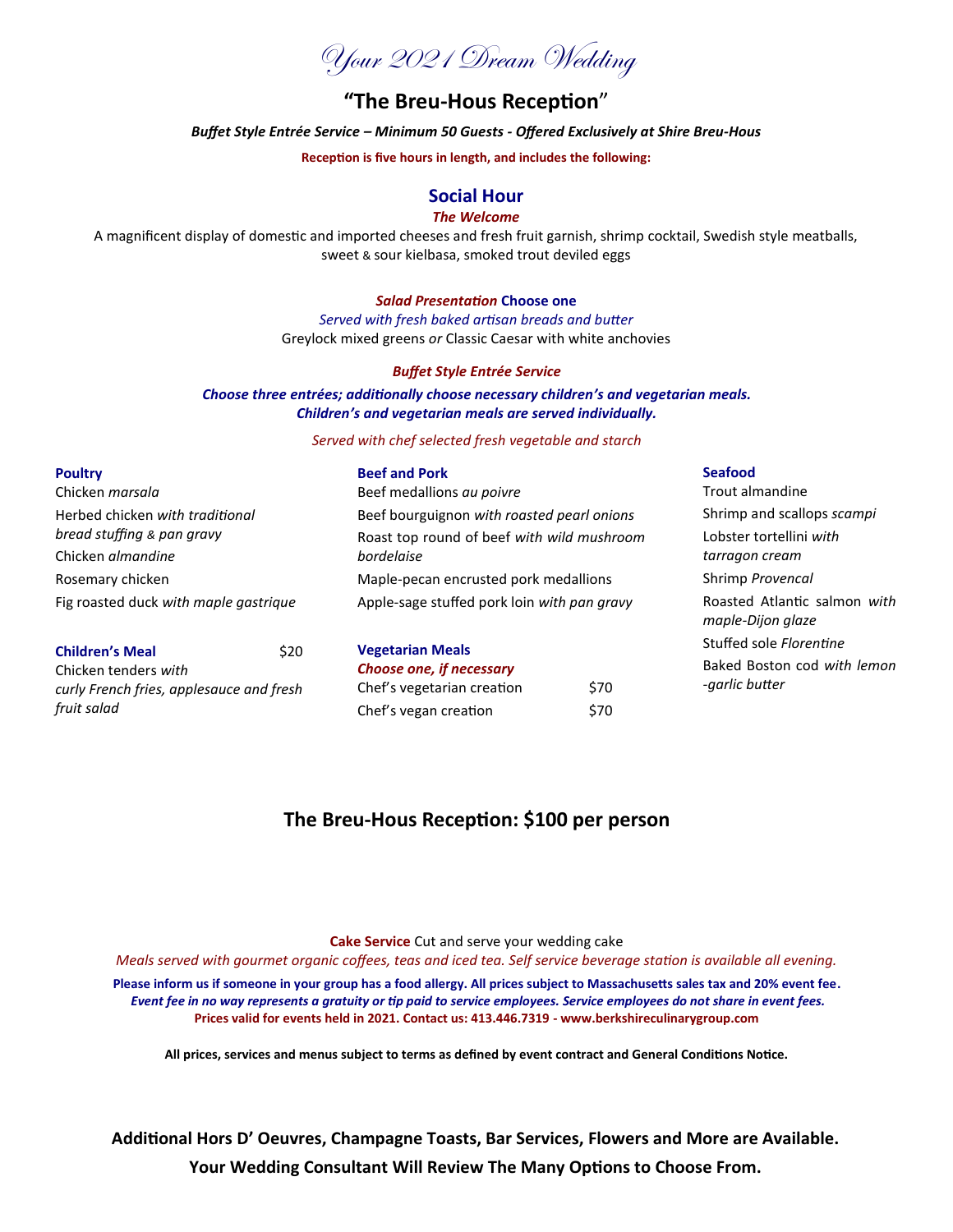# *Your 2021 Dream Wedding*

## "The Breu-Hous Reception"

***Buffet Style Entrée Service – Minimum 50 Guests - Offered Exclusively at Shire Breu-Hous***

**Reception is five hours in length, and includes the following:**

## Social Hour

***The Welcome***

A magnificent display of domestic and imported cheeses and fresh fruit garnish, shrimp cocktail, Swedish style meatballs, sweet & sour kielbasa, smoked trout deviled eggs

***Salad Presentation*** **Choose one**

*Served with fresh baked artisan breads and butter*

Greylock mixed greens *or* Classic Caesar with white anchovies

***Buffet Style Entrée Service***

***Choose three entrées; additionally choose necessary children's and vegetarian meals. Children's and vegetarian meals are served individually.***

*Served with chef selected fresh vegetable and starch*

**Poultry**

Chicken *marsala*

Herbed chicken *with traditional bread stuffing & pan gravy*

Chicken *almandine*

Rosemary chicken

Fig roasted duck *with maple gastrique*

**Children's Meal** $20

Chicken tenders *with curly French fries, applesauce and fresh fruit salad*

**Beef and Pork**

Beef medallions *au poivre*

Beef bourguignon *with roasted pearl onions*

Roast top round of beef *with wild mushroom bordelaise*

Maple-pecan encrusted pork medallions

Apple-sage stuffed pork loin *with pan gravy*

**Vegetarian Meals**

***Choose one, if necessary***

Chef's vegetarian creation $70

Chef's vegan creation $70

**Seafood**

Trout almandine

Shrimp and scallops *scampi*

Lobster tortellini *with tarragon cream*

Shrimp *Provencal*

Roasted Atlantic salmon *with maple-Dijon glaze*

Stuffed sole *Florentine*

Baked Boston cod *with lemon -garlic butter*

## The Breu-Hous Reception: $100 per person

**Cake Service** Cut and serve your wedding cake

*Meals served with gourmet organic coffees, teas and iced tea. Self service beverage station is available all evening.*

**Please inform us if someone in your group has a food allergy. All prices subject to Massachusetts sales tax and 20% event fee.**

***Event fee in no way represents a gratuity or tip paid to service employees. Service employees do not share in event fees.***

**Prices valid for events held in 2021. Contact us: 413.446.7319 - www.berkshireculinarygroup.com**

**All prices, services and menus subject to terms as defined by event contract and General Conditions Notice.**

**Additional Hors D' Oeuvres, Champagne Toasts, Bar Services, Flowers and More are Available. Your Wedding Consultant Will Review The Many Options to Choose From.**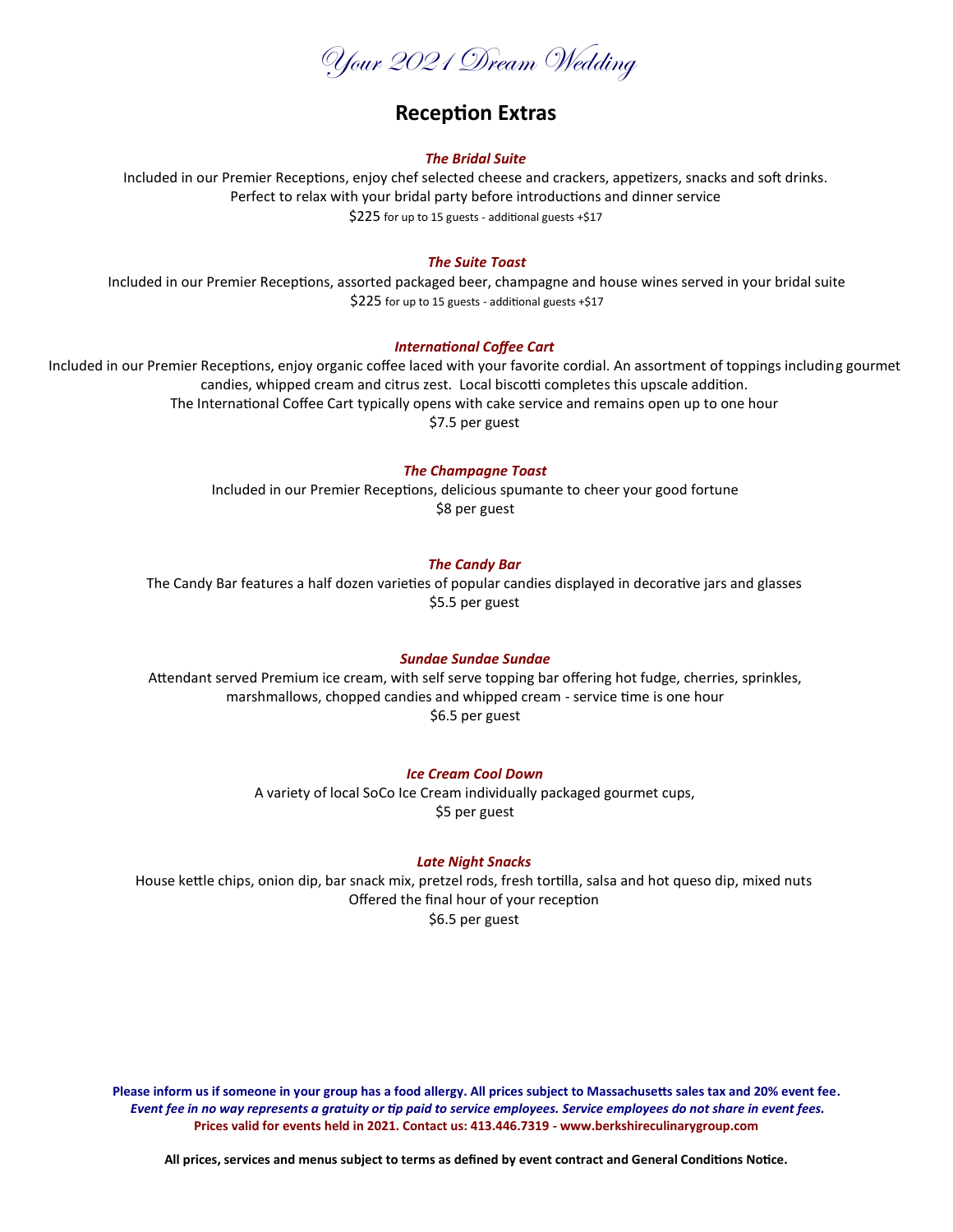# *Your 2021 Dream Wedding*

## Reception Extras

***The Bridal Suite***

Included in our Premier Receptions, enjoy chef selected cheese and crackers, appetizers, snacks and soft drinks. Perfect to relax with your bridal party before introductions and dinner service

$225 for up to 15 guests - additional guests +$17

***The Suite Toast***

Included in our Premier Receptions, assorted packaged beer, champagne and house wines served in your bridal suite

$225 for up to 15 guests - additional guests +$17

***International Coffee Cart***

Included in our Premier Receptions, enjoy organic coffee laced with your favorite cordial. An assortment of toppings including gourmet candies, whipped cream and citrus zest. Local biscotti completes this upscale addition.

The International Coffee Cart typically opens with cake service and remains open up to one hour

$7.5 per guest

***The Champagne Toast***

Included in our Premier Receptions, delicious spumante to cheer your good fortune

$8 per guest

***The Candy Bar***

The Candy Bar features a half dozen varieties of popular candies displayed in decorative jars and glasses

$5.5 per guest

***Sundae Sundae Sundae***

Attendant served Premium ice cream, with self serve topping bar offering hot fudge, cherries, sprinkles, marshmallows, chopped candies and whipped cream - service time is one hour

$6.5 per guest

***Ice Cream Cool Down***

A variety of local SoCo Ice Cream individually packaged gourmet cups,

$5 per guest

***Late Night Snacks***

House kettle chips, onion dip, bar snack mix, pretzel rods, fresh tortilla, salsa and hot queso dip, mixed nuts

Offered the final hour of your reception

$6.5 per guest

**Please inform us if someone in your group has a food allergy. All prices subject to Massachusetts sales tax and 20% event fee.**

***Event fee in no way represents a gratuity or tip paid to service employees. Service employees do not share in event fees.***

**Prices valid for events held in 2021. Contact us: 413.446.7319 - www.berkshireculinarygroup.com**

**All prices, services and menus subject to terms as defined by event contract and General Conditions Notice.**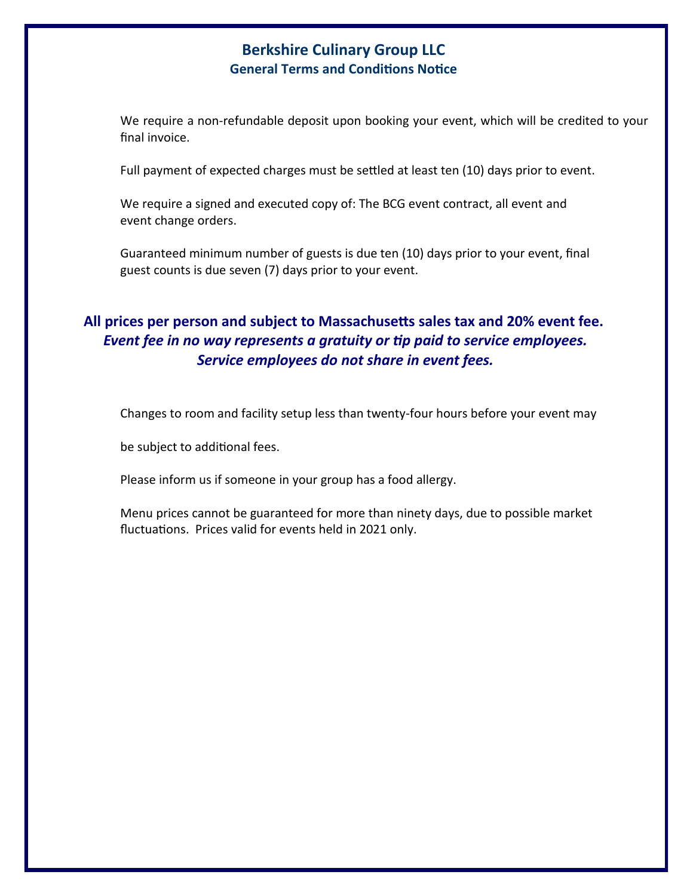# Berkshire Culinary Group LLC

## General Terms and Conditions Notice

We require a non-refundable deposit upon booking your event, which will be credited to your final invoice.

Full payment of expected charges must be settled at least ten (10) days prior to event.

We require a signed and executed copy of: The BCG event contract, all event and event change orders.

Guaranteed minimum number of guests is due ten (10) days prior to your event, final guest counts is due seven (7) days prior to your event.

**All prices per person and subject to Massachusetts sales tax and 20% event fee.**
***Event fee in no way represents a gratuity or tip paid to service employees.***
***Service employees do not share in event fees.***

Changes to room and facility setup less than twenty-four hours before your event may be subject to additional fees.

Please inform us if someone in your group has a food allergy.

Menu prices cannot be guaranteed for more than ninety days, due to possible market fluctuations. Prices valid for events held in 2021 only.